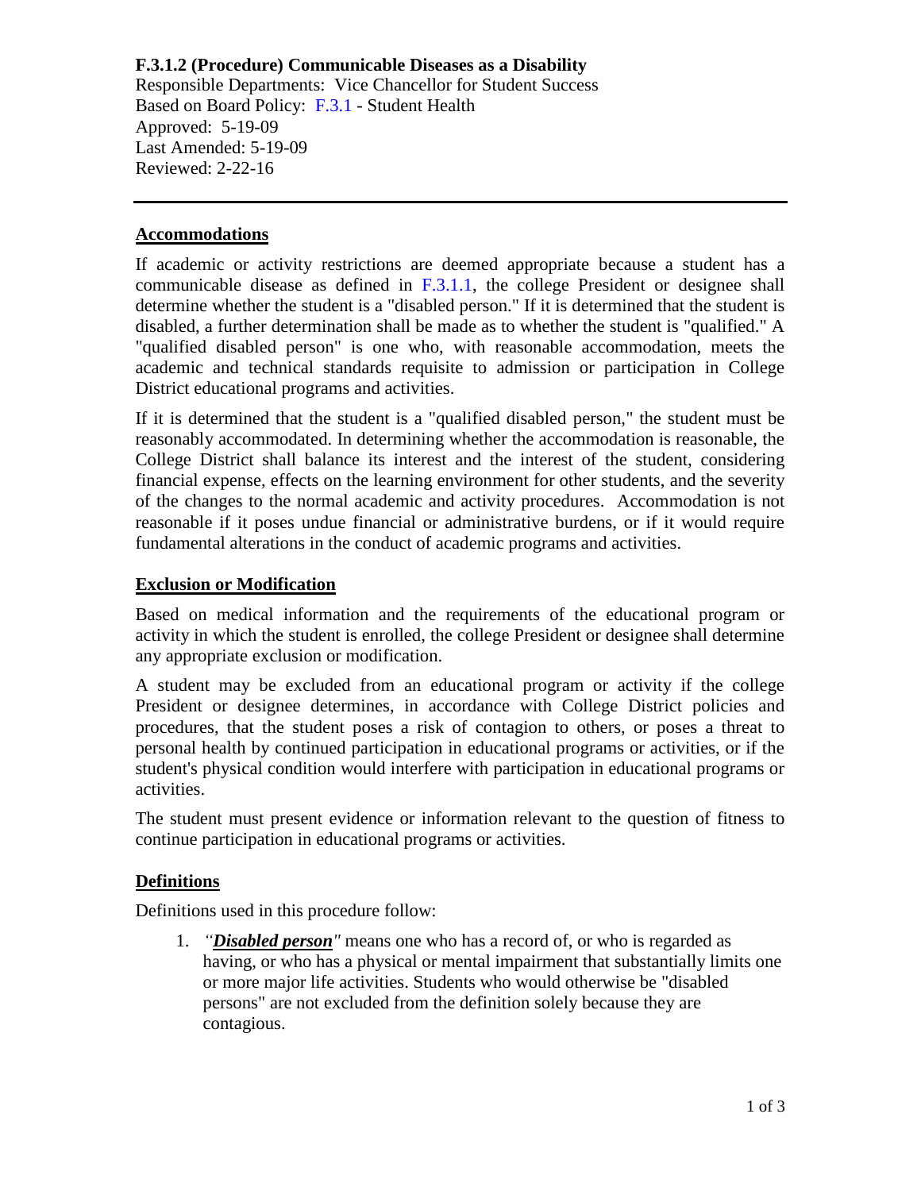**F.3.1.2 (Procedure) Communicable Diseases as a Disability**
Responsible Departments: Vice Chancellor for Student Success
Based on Board Policy: F.3.1 - Student Health
Approved: 5-19-09
Last Amended: 5-19-09
Reviewed: 2-22-16

---

## Accommodations

If academic or activity restrictions are deemed appropriate because a student has a communicable disease as defined in F.3.1.1, the college President or designee shall determine whether the student is a "disabled person." If it is determined that the student is disabled, a further determination shall be made as to whether the student is "qualified." A "qualified disabled person" is one who, with reasonable accommodation, meets the academic and technical standards requisite to admission or participation in College District educational programs and activities.

If it is determined that the student is a "qualified disabled person," the student must be reasonably accommodated. In determining whether the accommodation is reasonable, the College District shall balance its interest and the interest of the student, considering financial expense, effects on the learning environment for other students, and the severity of the changes to the normal academic and activity procedures. Accommodation is not reasonable if it poses undue financial or administrative burdens, or if it would require fundamental alterations in the conduct of academic programs and activities.

## Exclusion or Modification

Based on medical information and the requirements of the educational program or activity in which the student is enrolled, the college President or designee shall determine any appropriate exclusion or modification.

A student may be excluded from an educational program or activity if the college President or designee determines, in accordance with College District policies and procedures, that the student poses a risk of contagion to others, or poses a threat to personal health by continued participation in educational programs or activities, or if the student's physical condition would interfere with participation in educational programs or activities.

The student must present evidence or information relevant to the question of fitness to continue participation in educational programs or activities.

## Definitions

Definitions used in this procedure follow:

1. *"**Disabled person**"* means one who has a record of, or who is regarded as having, or who has a physical or mental impairment that substantially limits one or more major life activities. Students who would otherwise be "disabled persons" are not excluded from the definition solely because they are contagious.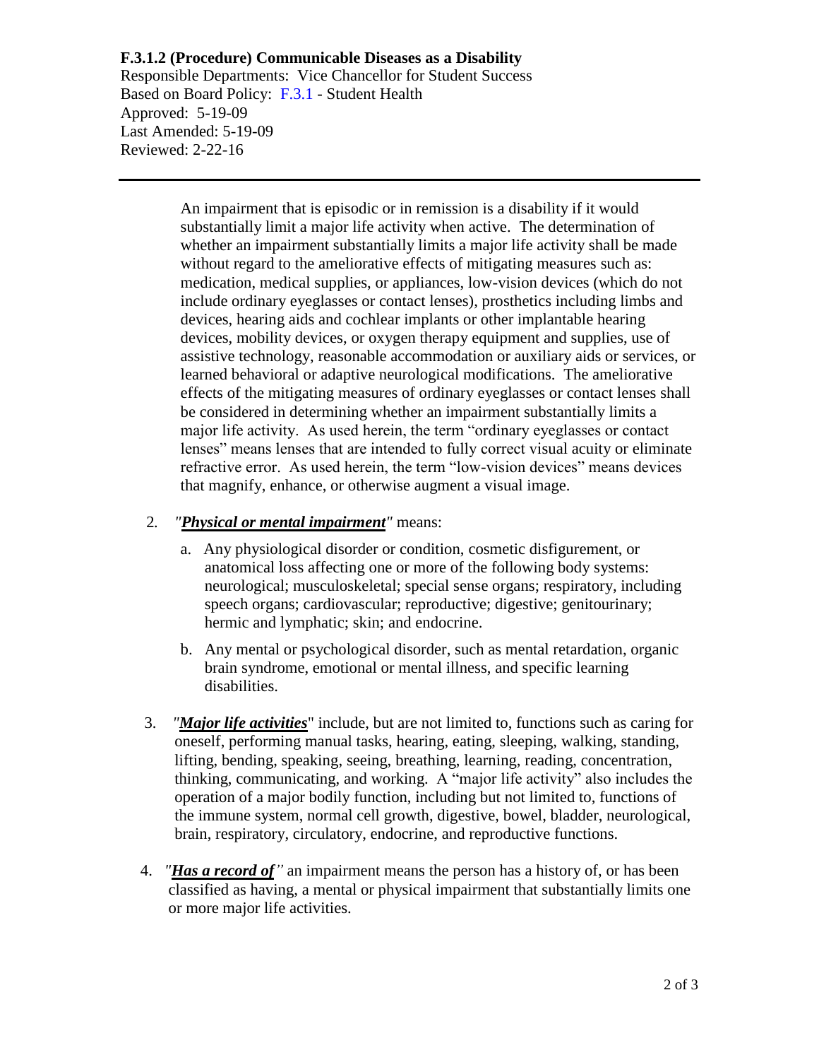**F.3.1.2 (Procedure) Communicable Diseases as a Disability**
Responsible Departments: Vice Chancellor for Student Success
Based on Board Policy: F.3.1 - Student Health
Approved: 5-19-09
Last Amended: 5-19-09
Reviewed: 2-22-16

---

An impairment that is episodic or in remission is a disability if it would substantially limit a major life activity when active. The determination of whether an impairment substantially limits a major life activity shall be made without regard to the ameliorative effects of mitigating measures such as: medication, medical supplies, or appliances, low-vision devices (which do not include ordinary eyeglasses or contact lenses), prosthetics including limbs and devices, hearing aids and cochlear implants or other implantable hearing devices, mobility devices, or oxygen therapy equipment and supplies, use of assistive technology, reasonable accommodation or auxiliary aids or services, or learned behavioral or adaptive neurological modifications. The ameliorative effects of the mitigating measures of ordinary eyeglasses or contact lenses shall be considered in determining whether an impairment substantially limits a major life activity. As used herein, the term "ordinary eyeglasses or contact lenses" means lenses that are intended to fully correct visual acuity or eliminate refractive error. As used herein, the term "low-vision devices" means devices that magnify, enhance, or otherwise augment a visual image.

2. *"**Physical or mental impairment**"* means:

   a. Any physiological disorder or condition, cosmetic disfigurement, or anatomical loss affecting one or more of the following body systems: neurological; musculoskeletal; special sense organs; respiratory, including speech organs; cardiovascular; reproductive; digestive; genitourinary; hermic and lymphatic; skin; and endocrine.

   b. Any mental or psychological disorder, such as mental retardation, organic brain syndrome, emotional or mental illness, and specific learning disabilities.

3. *"**Major life activities**"* include, but are not limited to, functions such as caring for oneself, performing manual tasks, hearing, eating, sleeping, walking, standing, lifting, bending, speaking, seeing, breathing, learning, reading, concentration, thinking, communicating, and working. A "major life activity" also includes the operation of a major bodily function, including but not limited to, functions of the immune system, normal cell growth, digestive, bowel, bladder, neurological, brain, respiratory, circulatory, endocrine, and reproductive functions.

4. *"**Has a record of**"* an impairment means the person has a history of, or has been classified as having, a mental or physical impairment that substantially limits one or more major life activities.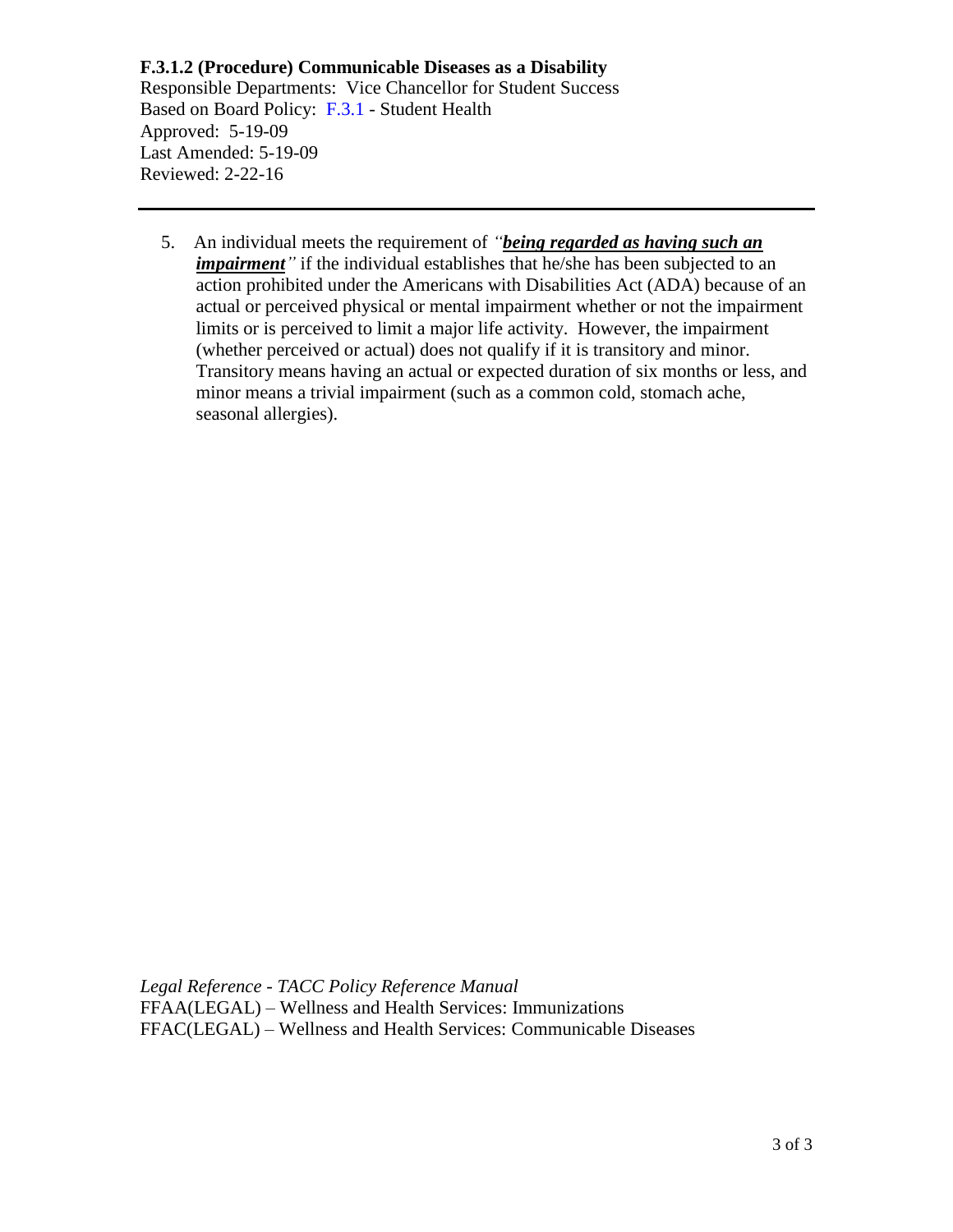**F.3.1.2 (Procedure) Communicable Diseases as a Disability**
Responsible Departments: Vice Chancellor for Student Success
Based on Board Policy: F.3.1 - Student Health
Approved: 5-19-09
Last Amended: 5-19-09
Reviewed: 2-22-16

---

5. An individual meets the requirement of *"**being regarded as having such an impairment**"* if the individual establishes that he/she has been subjected to an action prohibited under the Americans with Disabilities Act (ADA) because of an actual or perceived physical or mental impairment whether or not the impairment limits or is perceived to limit a major life activity. However, the impairment (whether perceived or actual) does not qualify if it is transitory and minor. Transitory means having an actual or expected duration of six months or less, and minor means a trivial impairment (such as a common cold, stomach ache, seasonal allergies).

*Legal Reference - TACC Policy Reference Manual*
FFAA(LEGAL) – Wellness and Health Services: Immunizations
FFAC(LEGAL) – Wellness and Health Services: Communicable Diseases